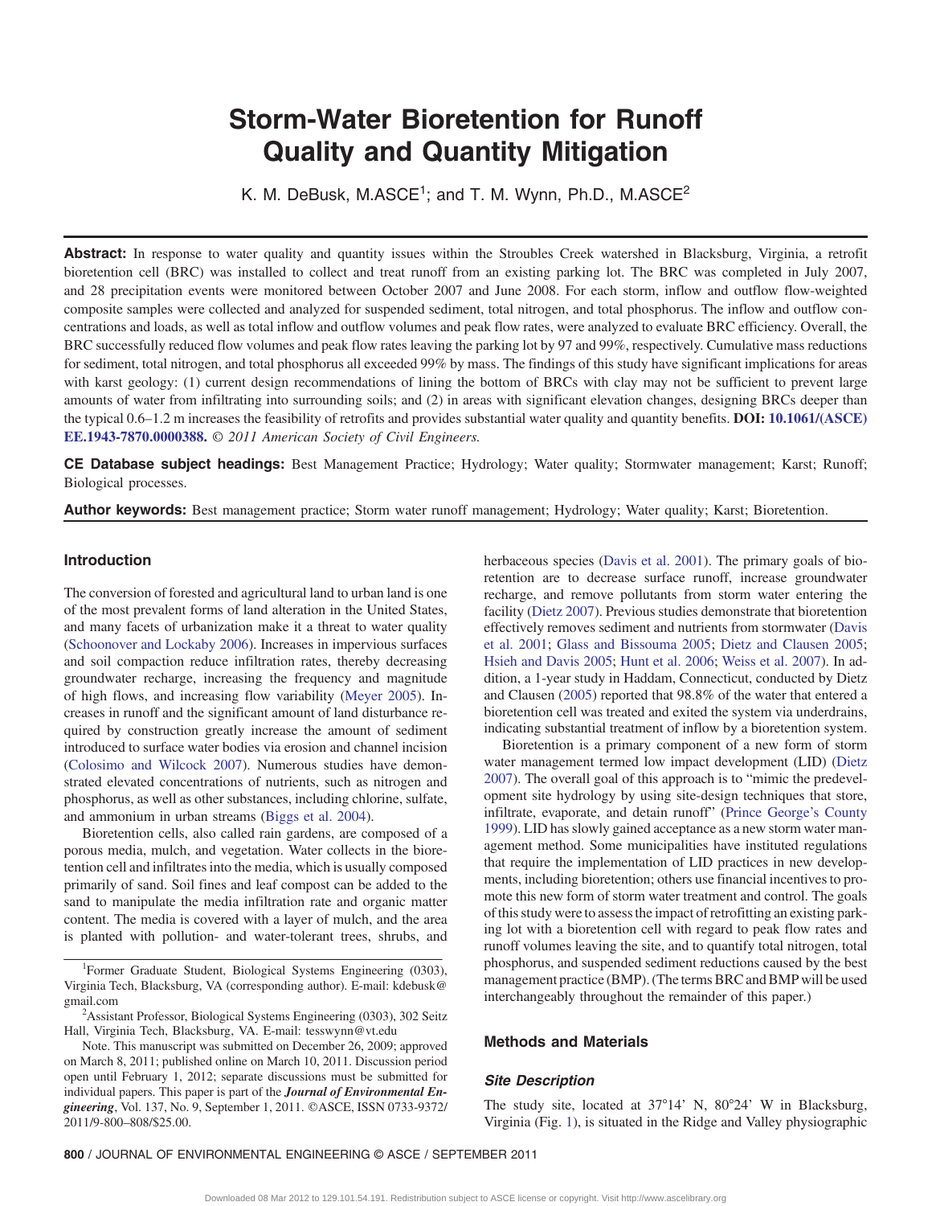# Storm-Water Bioretention for Runoff Quality and Quantity Mitigation

K. M. DeBusk, M.ASCE[1]; and T. M. Wynn, Ph.D., M.ASCE[2]

**Abstract:** In response to water quality and quantity issues within the Stroubles Creek watershed in Blacksburg, Virginia, a retrofit bioretention cell (BRC) was installed to collect and treat runoff from an existing parking lot. The BRC was completed in July 2007, and 28 precipitation events were monitored between October 2007 and June 2008. For each storm, inflow and outflow flow-weighted composite samples were collected and analyzed for suspended sediment, total nitrogen, and total phosphorus. The inflow and outflow concentrations and loads, as well as total inflow and outflow volumes and peak flow rates, were analyzed to evaluate BRC efficiency. Overall, the BRC successfully reduced flow volumes and peak flow rates leaving the parking lot by 97 and 99%, respectively. Cumulative mass reductions for sediment, total nitrogen, and total phosphorus all exceeded 99% by mass. The findings of this study have significant implications for areas with karst geology: (1) current design recommendations of lining the bottom of BRCs with clay may not be sufficient to prevent large amounts of water from infiltrating into surrounding soils; and (2) in areas with significant elevation changes, designing BRCs deeper than the typical 0.6–1.2 m increases the feasibility of retrofits and provides substantial water quality and quantity benefits. **DOI: 10.1061/(ASCE)EE.1943-7870.0000388.** *© 2011 American Society of Civil Engineers.*

**CE Database subject headings:** Best Management Practice; Hydrology; Water quality; Stormwater management; Karst; Runoff; Biological processes.

**Author keywords:** Best management practice; Storm water runoff management; Hydrology; Water quality; Karst; Bioretention.

## Introduction

The conversion of forested and agricultural land to urban land is one of the most prevalent forms of land alteration in the United States, and many facets of urbanization make it a threat to water quality (Schoonover and Lockaby 2006). Increases in impervious surfaces and soil compaction reduce infiltration rates, thereby decreasing groundwater recharge, increasing the frequency and magnitude of high flows, and increasing flow variability (Meyer 2005). Increases in runoff and the significant amount of land disturbance required by construction greatly increase the amount of sediment introduced to surface water bodies via erosion and channel incision (Colosimo and Wilcock 2007). Numerous studies have demonstrated elevated concentrations of nutrients, such as nitrogen and phosphorus, as well as other substances, including chlorine, sulfate, and ammonium in urban streams (Biggs et al. 2004).

Bioretention cells, also called rain gardens, are composed of a porous media, mulch, and vegetation. Water collects in the bioretention cell and infiltrates into the media, which is usually composed primarily of sand. Soil fines and leaf compost can be added to the sand to manipulate the media infiltration rate and organic matter content. The media is covered with a layer of mulch, and the area is planted with pollution- and water-tolerant trees, shrubs, and herbaceous species (Davis et al. 2001). The primary goals of bioretention are to decrease surface runoff, increase groundwater recharge, and remove pollutants from storm water entering the facility (Dietz 2007). Previous studies demonstrate that bioretention effectively removes sediment and nutrients from stormwater (Davis et al. 2001; Glass and Bissouma 2005; Dietz and Clausen 2005; Hsieh and Davis 2005; Hunt et al. 2006; Weiss et al. 2007). In addition, a 1-year study in Haddam, Connecticut, conducted by Dietz and Clausen (2005) reported that 98.8% of the water that entered a bioretention cell was treated and exited the system via underdrains, indicating substantial treatment of inflow by a bioretention system.

Bioretention is a primary component of a new form of storm water management termed low impact development (LID) (Dietz 2007). The overall goal of this approach is to "mimic the predevelopment site hydrology by using site-design techniques that store, infiltrate, evaporate, and detain runoff" (Prince George's County 1999). LID has slowly gained acceptance as a new storm water management method. Some municipalities have instituted regulations that require the implementation of LID practices in new developments, including bioretention; others use financial incentives to promote this new form of storm water treatment and control. The goals of this study were to assess the impact of retrofitting an existing parking lot with a bioretention cell with regard to peak flow rates and runoff volumes leaving the site, and to quantify total nitrogen, total phosphorus, and suspended sediment reductions caused by the best management practice (BMP). (The terms BRC and BMP will be used interchangeably throughout the remainder of this paper.)

## Methods and Materials

### Site Description

The study site, located at 37°14' N, 80°24' W in Blacksburg, Virginia (Fig. 1), is situated in the Ridge and Valley physiographic

---

[1]Former Graduate Student, Biological Systems Engineering (0303), Virginia Tech, Blacksburg, VA (corresponding author). E-mail: kdebusk@gmail.com

[2]Assistant Professor, Biological Systems Engineering (0303), 302 Seitz Hall, Virginia Tech, Blacksburg, VA. E-mail: tesswynn@vt.edu

Note. This manuscript was submitted on December 26, 2009; approved on March 8, 2011; published online on March 10, 2011. Discussion period open until February 1, 2012; separate discussions must be submitted for individual papers. This paper is part of the ***Journal of Environmental Engineering***, Vol. 137, No. 9, September 1, 2011. ©ASCE, ISSN 0733-9372/2011/9-800–808/$25.00.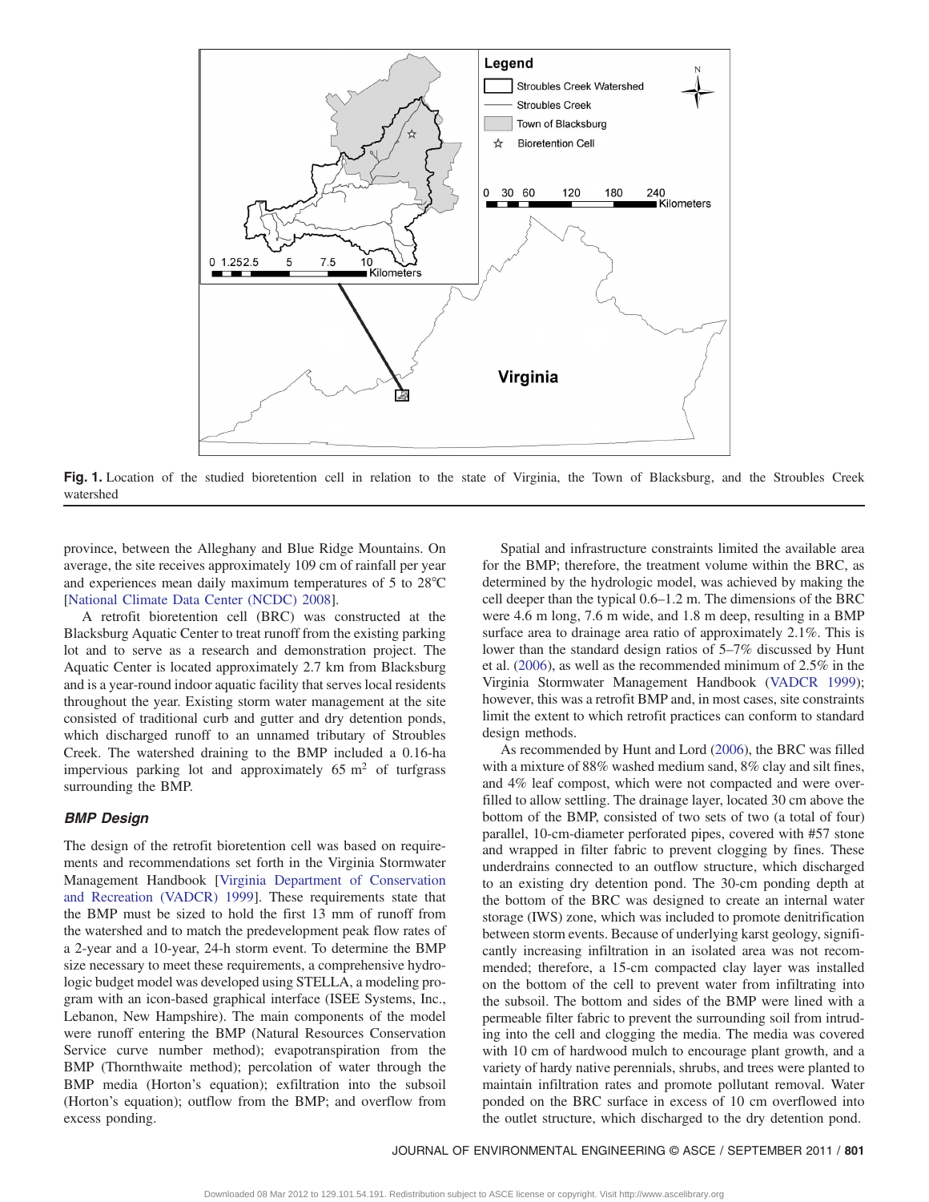**Fig. 1.** Location of the studied bioretention cell in relation to the state of Virginia, the Town of Blacksburg, and the Stroubles Creek watershed

province, between the Alleghany and Blue Ridge Mountains. On average, the site receives approximately 109 cm of rainfall per year and experiences mean daily maximum temperatures of 5 to 28°C [National Climate Data Center (NCDC) 2008].

A retrofit bioretention cell (BRC) was constructed at the Blacksburg Aquatic Center to treat runoff from the existing parking lot and to serve as a research and demonstration project. The Aquatic Center is located approximately 2.7 km from Blacksburg and is a year-round indoor aquatic facility that serves local residents throughout the year. Existing storm water management at the site consisted of traditional curb and gutter and dry detention ponds, which discharged runoff to an unnamed tributary of Stroubles Creek. The watershed draining to the BMP included a 0.16-ha impervious parking lot and approximately 65 $m^2$ of turfgrass surrounding the BMP.

### BMP Design

The design of the retrofit bioretention cell was based on requirements and recommendations set forth in the Virginia Stormwater Management Handbook [Virginia Department of Conservation and Recreation (VADCR) 1999]. These requirements state that the BMP must be sized to hold the first 13 mm of runoff from the watershed and to match the predevelopment peak flow rates of a 2-year and a 10-year, 24-h storm event. To determine the BMP size necessary to meet these requirements, a comprehensive hydrologic budget model was developed using STELLA, a modeling program with an icon-based graphical interface (ISEE Systems, Inc., Lebanon, New Hampshire). The main components of the model were runoff entering the BMP (Natural Resources Conservation Service curve number method); evapotranspiration from the BMP (Thornthwaite method); percolation of water through the BMP media (Horton's equation); exfiltration into the subsoil (Horton's equation); outflow from the BMP; and overflow from excess ponding.

Spatial and infrastructure constraints limited the available area for the BMP; therefore, the treatment volume within the BRC, as determined by the hydrologic model, was achieved by making the cell deeper than the typical 0.6–1.2 m. The dimensions of the BRC were 4.6 m long, 7.6 m wide, and 1.8 m deep, resulting in a BMP surface area to drainage area ratio of approximately 2.1%. This is lower than the standard design ratios of 5–7% discussed by Hunt et al. (2006), as well as the recommended minimum of 2.5% in the Virginia Stormwater Management Handbook (VADCR 1999); however, this was a retrofit BMP and, in most cases, site constraints limit the extent to which retrofit practices can conform to standard design methods.

As recommended by Hunt and Lord (2006), the BRC was filled with a mixture of 88% washed medium sand, 8% clay and silt fines, and 4% leaf compost, which were not compacted and were overfilled to allow settling. The drainage layer, located 30 cm above the bottom of the BMP, consisted of two sets of two (a total of four) parallel, 10-cm-diameter perforated pipes, covered with #57 stone and wrapped in filter fabric to prevent clogging by fines. These underdrains connected to an outflow structure, which discharged to an existing dry detention pond. The 30-cm ponding depth at the bottom of the BRC was designed to create an internal water storage (IWS) zone, which was included to promote denitrification between storm events. Because of underlying karst geology, significantly increasing infiltration in an isolated area was not recommended; therefore, a 15-cm compacted clay layer was installed on the bottom of the cell to prevent water from infiltrating into the subsoil. The bottom and sides of the BMP were lined with a permeable filter fabric to prevent the surrounding soil from intruding into the cell and clogging the media. The media was covered with 10 cm of hardwood mulch to encourage plant growth, and a variety of hardy native perennials, shrubs, and trees were planted to maintain infiltration rates and promote pollutant removal. Water ponded on the BRC surface in excess of 10 cm overflowed into the outlet structure, which discharged to the dry detention pond.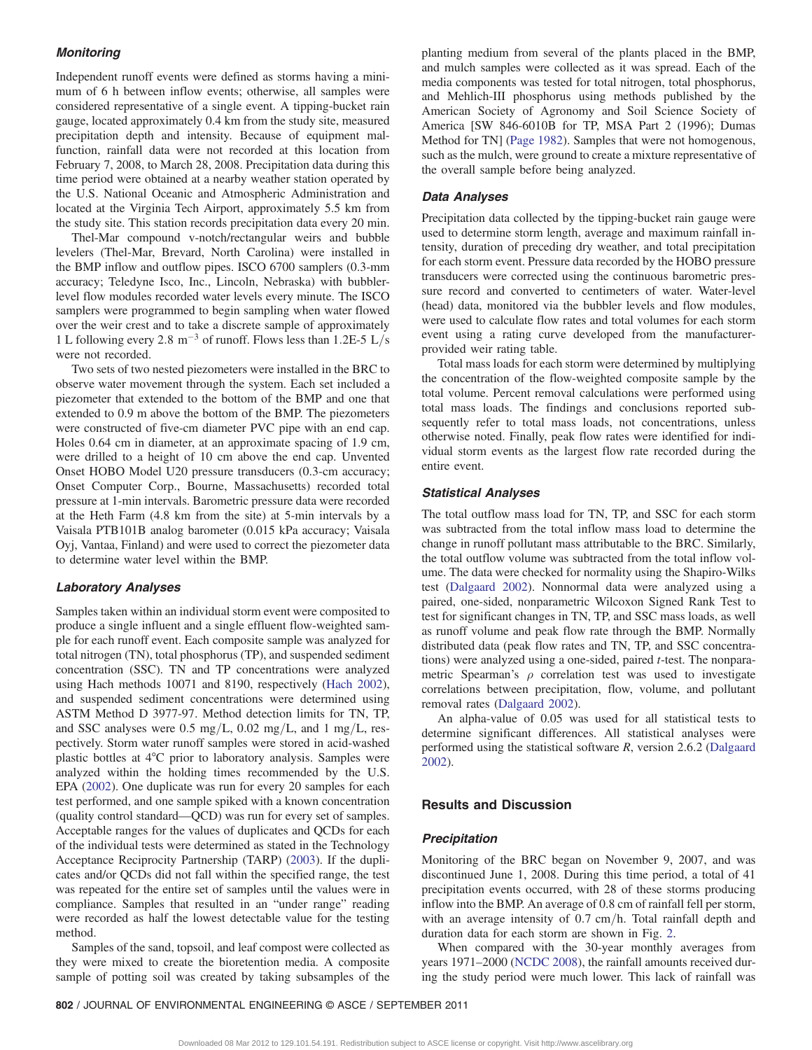### Monitoring

Independent runoff events were defined as storms having a minimum of 6 h between inflow events; otherwise, all samples were considered representative of a single event. A tipping-bucket rain gauge, located approximately 0.4 km from the study site, measured precipitation depth and intensity. Because of equipment malfunction, rainfall data were not recorded at this location from February 7, 2008, to March 28, 2008. Precipitation data during this time period were obtained at a nearby weather station operated by the U.S. National Oceanic and Atmospheric Administration and located at the Virginia Tech Airport, approximately 5.5 km from the study site. This station records precipitation data every 20 min.

Thel-Mar compound v-notch/rectangular weirs and bubble levelers (Thel-Mar, Brevard, North Carolina) were installed in the BMP inflow and outflow pipes. ISCO 6700 samplers (0.3-mm accuracy; Teledyne Isco, Inc., Lincoln, Nebraska) with bubbler-level flow modules recorded water levels every minute. The ISCO samplers were programmed to begin sampling when water flowed over the weir crest and to take a discrete sample of approximately 1 L following every 2.8 $m^{-3}$ of runoff. Flows less than 1.2E-5 L/s were not recorded.

Two sets of two nested piezometers were installed in the BRC to observe water movement through the system. Each set included a piezometer that extended to the bottom of the BMP and one that extended to 0.9 m above the bottom of the BMP. The piezometers were constructed of five-cm diameter PVC pipe with an end cap. Holes 0.64 cm in diameter, at an approximate spacing of 1.9 cm, were drilled to a height of 10 cm above the end cap. Unvented Onset HOBO Model U20 pressure transducers (0.3-cm accuracy; Onset Computer Corp., Bourne, Massachusetts) recorded total pressure at 1-min intervals. Barometric pressure data were recorded at the Heth Farm (4.8 km from the site) at 5-min intervals by a Vaisala PTB101B analog barometer (0.015 kPa accuracy; Vaisala Oyj, Vantaa, Finland) and were used to correct the piezometer data to determine water level within the BMP.

### Laboratory Analyses

Samples taken within an individual storm event were composited to produce a single influent and a single effluent flow-weighted sample for each runoff event. Each composite sample was analyzed for total nitrogen (TN), total phosphorus (TP), and suspended sediment concentration (SSC). TN and TP concentrations were analyzed using Hach methods 10071 and 8190, respectively (Hach 2002), and suspended sediment concentrations were determined using ASTM Method D 3977-97. Method detection limits for TN, TP, and SSC analyses were 0.5 mg/L, 0.02 mg/L, and 1 mg/L, respectively. Storm water runoff samples were stored in acid-washed plastic bottles at 4°C prior to laboratory analysis. Samples were analyzed within the holding times recommended by the U.S. EPA (2002). One duplicate was run for every 20 samples for each test performed, and one sample spiked with a known concentration (quality control standard—QCD) was run for every set of samples. Acceptable ranges for the values of duplicates and QCDs for each of the individual tests were determined as stated in the Technology Acceptance Reciprocity Partnership (TARP) (2003). If the duplicates and/or QCDs did not fall within the specified range, the test was repeated for the entire set of samples until the values were in compliance. Samples that resulted in an "under range" reading were recorded as half the lowest detectable value for the testing method.

Samples of the sand, topsoil, and leaf compost were collected as they were mixed to create the bioretention media. A composite sample of potting soil was created by taking subsamples of the planting medium from several of the plants placed in the BMP, and mulch samples were collected as it was spread. Each of the media components was tested for total nitrogen, total phosphorus, and Mehlich-III phosphorus using methods published by the American Society of Agronomy and Soil Science Society of America [SW 846-6010B for TP, MSA Part 2 (1996); Dumas Method for TN] (Page 1982). Samples that were not homogenous, such as the mulch, were ground to create a mixture representative of the overall sample before being analyzed.

### Data Analyses

Precipitation data collected by the tipping-bucket rain gauge were used to determine storm length, average and maximum rainfall intensity, duration of preceding dry weather, and total precipitation for each storm event. Pressure data recorded by the HOBO pressure transducers were corrected using the continuous barometric pressure record and converted to centimeters of water. Water-level (head) data, monitored via the bubbler levels and flow modules, were used to calculate flow rates and total volumes for each storm event using a rating curve developed from the manufacturer-provided weir rating table.

Total mass loads for each storm were determined by multiplying the concentration of the flow-weighted composite sample by the total volume. Percent removal calculations were performed using total mass loads. The findings and conclusions reported subsequently refer to total mass loads, not concentrations, unless otherwise noted. Finally, peak flow rates were identified for individual storm events as the largest flow rate recorded during the entire event.

### Statistical Analyses

The total outflow mass load for TN, TP, and SSC for each storm was subtracted from the total inflow mass load to determine the change in runoff pollutant mass attributable to the BRC. Similarly, the total outflow volume was subtracted from the total inflow volume. The data were checked for normality using the Shapiro-Wilks test (Dalgaard 2002). Nonnormal data were analyzed using a paired, one-sided, nonparametric Wilcoxon Signed Rank Test to test for significant changes in TN, TP, and SSC mass loads, as well as runoff volume and peak flow rate through the BMP. Normally distributed data (peak flow rates and TN, TP, and SSC concentrations) were analyzed using a one-sided, paired *t*-test. The nonparametric Spearman's $\rho$ correlation test was used to investigate correlations between precipitation, flow, volume, and pollutant removal rates (Dalgaard 2002).

An alpha-value of 0.05 was used for all statistical tests to determine significant differences. All statistical analyses were performed using the statistical software *R*, version 2.6.2 (Dalgaard 2002).

## Results and Discussion

### Precipitation

Monitoring of the BRC began on November 9, 2007, and was discontinued June 1, 2008. During this time period, a total of 41 precipitation events occurred, with 28 of these storms producing inflow into the BMP. An average of 0.8 cm of rainfall fell per storm, with an average intensity of 0.7 cm/h. Total rainfall depth and duration data for each storm are shown in Fig. 2.

When compared with the 30-year monthly averages from years 1971–2000 (NCDC 2008), the rainfall amounts received during the study period were much lower. This lack of rainfall was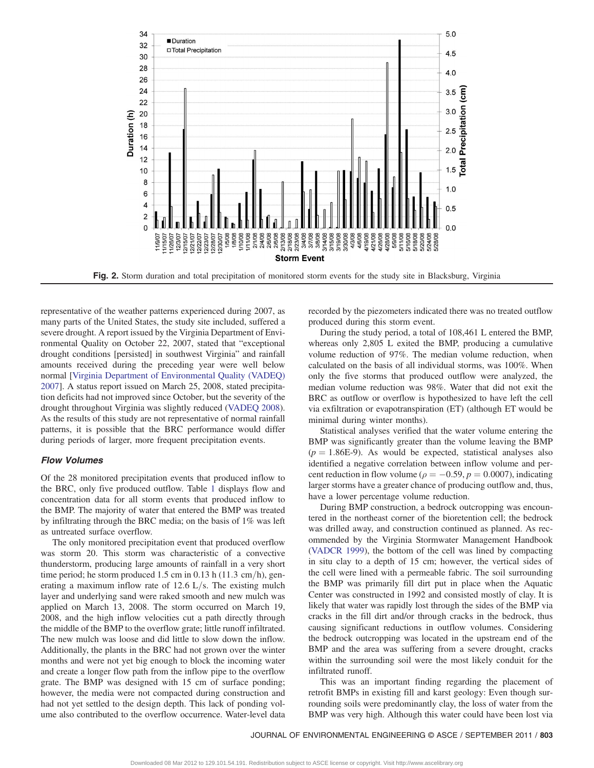Fig. 2. Storm duration and total precipitation of monitored storm events for the study site in Blacksburg, Virginia

representative of the weather patterns experienced during 2007, as many parts of the United States, the study site included, suffered a severe drought. A report issued by the Virginia Department of Environmental Quality on October 22, 2007, stated that "exceptional drought conditions [persisted] in southwest Virginia" and rainfall amounts received during the preceding year were well below normal [Virginia Department of Environmental Quality (VADEQ) 2007]. A status report issued on March 25, 2008, stated precipitation deficits had not improved since October, but the severity of the drought throughout Virginia was slightly reduced (VADEQ 2008). As the results of this study are not representative of normal rainfall patterns, it is possible that the BRC performance would differ during periods of larger, more frequent precipitation events.

### Flow Volumes

Of the 28 monitored precipitation events that produced inflow to the BRC, only five produced outflow. Table 1 displays flow and concentration data for all storm events that produced inflow to the BMP. The majority of water that entered the BMP was treated by infiltrating through the BRC media; on the basis of 1% was left as untreated surface overflow.

The only monitored precipitation event that produced overflow was storm 20. This storm was characteristic of a convective thunderstorm, producing large amounts of rainfall in a very short time period; he storm produced 1.5 cm in 0.13 h (11.3 cm/h), generating a maximum inflow rate of 12.6 L/s. The existing mulch layer and underlying sand were raked smooth and new mulch was applied on March 13, 2008. The storm occurred on March 19, 2008, and the high inflow velocities cut a path directly through the middle of the BMP to the overflow grate; little runoff infiltrated. The new mulch was loose and did little to slow down the inflow. Additionally, the plants in the BRC had not grown over the winter months and were not yet big enough to block the incoming water and create a longer flow path from the inflow pipe to the overflow grate. The BMP was designed with 15 cm of surface ponding; however, the media were not compacted during construction and had not yet settled to the design depth. This lack of ponding volume also contributed to the overflow occurrence. Water-level data recorded by the piezometers indicated there was no treated outflow produced during this storm event.

During the study period, a total of 108,461 L entered the BMP, whereas only 2,805 L exited the BMP, producing a cumulative volume reduction of 97%. The median volume reduction, when calculated on the basis of all individual storms, was 100%. When only the five storms that produced outflow were analyzed, the median volume reduction was 98%. Water that did not exit the BRC as outflow or overflow is hypothesized to have left the cell via exfiltration or evapotranspiration (ET) (although ET would be minimal during winter months).

Statistical analyses verified that the water volume entering the BMP was significantly greater than the volume leaving the BMP ($p = 1.86\text{E-}9$). As would be expected, statistical analyses also identified a negative correlation between inflow volume and percent reduction in flow volume ($\rho = -0.59$, $p = 0.0007$), indicating larger storms have a greater chance of producing outflow and, thus, have a lower percentage volume reduction.

During BMP construction, a bedrock outcropping was encountered in the northeast corner of the bioretention cell; the bedrock was drilled away, and construction continued as planned. As recommended by the Virginia Stormwater Management Handbook (VADCR 1999), the bottom of the cell was lined by compacting in situ clay to a depth of 15 cm; however, the vertical sides of the cell were lined with a permeable fabric. The soil surrounding the BMP was primarily fill dirt put in place when the Aquatic Center was constructed in 1992 and consisted mostly of clay. It is likely that water was rapidly lost through the sides of the BMP via cracks in the fill dirt and/or through cracks in the bedrock, thus causing significant reductions in outflow volumes. Considering the bedrock outcropping was located in the upstream end of the BMP and the area was suffering from a severe drought, cracks within the surrounding soil were the most likely conduit for the infiltrated runoff.

This was an important finding regarding the placement of retrofit BMPs in existing fill and karst geology: Even though surrounding soils were predominantly clay, the loss of water from the BMP was very high. Although this water could have been lost via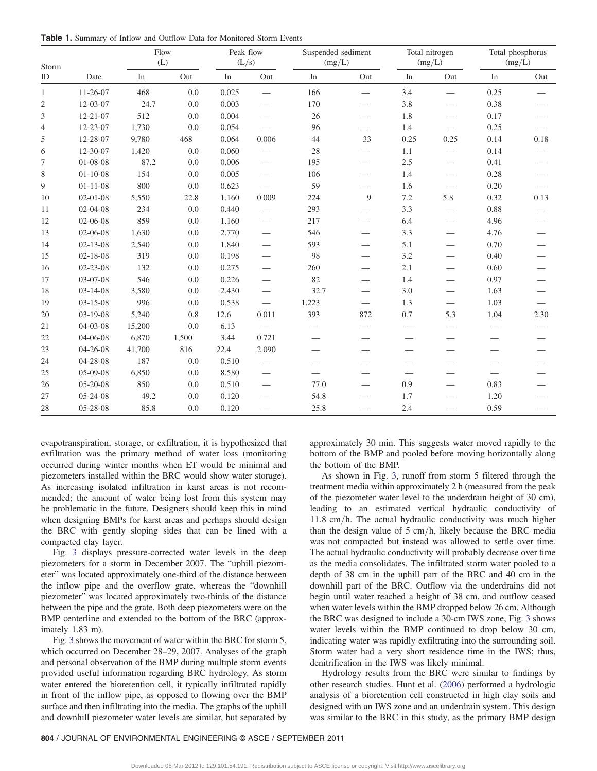**Table 1.** Summary of Inflow and Outflow Data for Monitored Storm Events

| Storm | | Flow (L) | | Peak flow (L/s) | | Suspended sediment (mg/L) | | Total nitrogen (mg/L) | | Total phosphorus (mg/L) | |
|---|---|---|---|---|---|---|---|---|---|---|---|
| ID | Date | In | Out | In | Out | In | Out | In | Out | In | Out |
| 1 | 11-26-07 | 468 | 0.0 | 0.025 | — | 166 | — | 3.4 | — | 0.25 | — |
| 2 | 12-03-07 | 24.7 | 0.0 | 0.003 | — | 170 | — | 3.8 | — | 0.38 | — |
| 3 | 12-21-07 | 512 | 0.0 | 0.004 | — | 26 | — | 1.8 | — | 0.17 | — |
| 4 | 12-23-07 | 1,730 | 0.0 | 0.054 | — | 96 | — | 1.4 | — | 0.25 | — |
| 5 | 12-28-07 | 9,780 | 468 | 0.064 | 0.006 | 44 | 33 | 0.25 | 0.25 | 0.14 | 0.18 |
| 6 | 12-30-07 | 1,420 | 0.0 | 0.060 | — | 28 | — | 1.1 | — | 0.14 | — |
| 7 | 01-08-08 | 87.2 | 0.0 | 0.006 | — | 195 | — | 2.5 | — | 0.41 | — |
| 8 | 01-10-08 | 154 | 0.0 | 0.005 | — | 106 | — | 1.4 | — | 0.28 | — |
| 9 | 01-11-08 | 800 | 0.0 | 0.623 | — | 59 | — | 1.6 | — | 0.20 | — |
| 10 | 02-01-08 | 5,550 | 22.8 | 1.160 | 0.009 | 224 | 9 | 7.2 | 5.8 | 0.32 | 0.13 |
| 11 | 02-04-08 | 234 | 0.0 | 0.440 | — | 293 | — | 3.3 | — | 0.88 | — |
| 12 | 02-06-08 | 859 | 0.0 | 1.160 | — | 217 | — | 6.4 | — | 4.96 | — |
| 13 | 02-06-08 | 1,630 | 0.0 | 2.770 | — | 546 | — | 3.3 | — | 4.76 | — |
| 14 | 02-13-08 | 2,540 | 0.0 | 1.840 | — | 593 | — | 5.1 | — | 0.70 | — |
| 15 | 02-18-08 | 319 | 0.0 | 0.198 | — | 98 | — | 3.2 | — | 0.40 | — |
| 16 | 02-23-08 | 132 | 0.0 | 0.275 | — | 260 | — | 2.1 | — | 0.60 | — |
| 17 | 03-07-08 | 546 | 0.0 | 0.226 | — | 82 | — | 1.4 | — | 0.97 | — |
| 18 | 03-14-08 | 3,580 | 0.0 | 2.430 | — | 32.7 | — | 3.0 | — | 1.63 | — |
| 19 | 03-15-08 | 996 | 0.0 | 0.538 | — | 1,223 | — | 1.3 | — | 1.03 | — |
| 20 | 03-19-08 | 5,240 | 0.8 | 12.6 | 0.011 | 393 | 872 | 0.7 | 5.3 | 1.04 | 2.30 |
| 21 | 04-03-08 | 15,200 | 0.0 | 6.13 | — | — | — | — | — | — | — |
| 22 | 04-06-08 | 6,870 | 1,500 | 3.44 | 0.721 | — | — | — | — | — | — |
| 23 | 04-26-08 | 41,700 | 816 | 22.4 | 2.090 | — | — | — | — | — | — |
| 24 | 04-28-08 | 187 | 0.0 | 0.510 | — | — | — | — | — | — | — |
| 25 | 05-09-08 | 6,850 | 0.0 | 8.580 | — | — | — | — | — | — | — |
| 26 | 05-20-08 | 850 | 0.0 | 0.510 | — | 77.0 | — | 0.9 | — | 0.83 | — |
| 27 | 05-24-08 | 49.2 | 0.0 | 0.120 | — | 54.8 | — | 1.7 | — | 1.20 | — |
| 28 | 05-28-08 | 85.8 | 0.0 | 0.120 | — | 25.8 | — | 2.4 | — | 0.59 | — |

evapotranspiration, storage, or exfiltration, it is hypothesized that exfiltration was the primary method of water loss (monitoring occurred during winter months when ET would be minimal and piezometers installed within the BRC would show water storage). As increasing isolated infiltration in karst areas is not recommended; the amount of water being lost from this system may be problematic in the future. Designers should keep this in mind when designing BMPs for karst areas and perhaps should design the BRC with gently sloping sides that can be lined with a compacted clay layer.

Fig. 3 displays pressure-corrected water levels in the deep piezometers for a storm in December 2007. The "uphill piezometer" was located approximately one-third of the distance between the inflow pipe and the overflow grate, whereas the "downhill piezometer" was located approximately two-thirds of the distance between the pipe and the grate. Both deep piezometers were on the BMP centerline and extended to the bottom of the BRC (approximately 1.83 m).

Fig. 3 shows the movement of water within the BRC for storm 5, which occurred on December 28–29, 2007. Analyses of the graph and personal observation of the BMP during multiple storm events provided useful information regarding BRC hydrology. As storm water entered the bioretention cell, it typically infiltrated rapidly in front of the inflow pipe, as opposed to flowing over the BMP surface and then infiltrating into the media. The graphs of the uphill and downhill piezometer water levels are similar, but separated by approximately 30 min. This suggests water moved rapidly to the bottom of the BMP and pooled before moving horizontally along the bottom of the BMP.

As shown in Fig. 3, runoff from storm 5 filtered through the treatment media within approximately 2 h (measured from the peak of the piezometer water level to the underdrain height of 30 cm), leading to an estimated vertical hydraulic conductivity of 11.8 cm/h. The actual hydraulic conductivity was much higher than the design value of 5 cm/h, likely because the BRC media was not compacted but instead was allowed to settle over time. The actual hydraulic conductivity will probably decrease over time as the media consolidates. The infiltrated storm water pooled to a depth of 38 cm in the uphill part of the BRC and 40 cm in the downhill part of the BRC. Outflow via the underdrains did not begin until water reached a height of 38 cm, and outflow ceased when water levels within the BMP dropped below 26 cm. Although the BRC was designed to include a 30-cm IWS zone, Fig. 3 shows water levels within the BMP continued to drop below 30 cm, indicating water was rapidly exfiltrating into the surrounding soil. Storm water had a very short residence time in the IWS; thus, denitrification in the IWS was likely minimal.

Hydrology results from the BRC were similar to findings by other research studies. Hunt et al. (2006) performed a hydrologic analysis of a bioretention cell constructed in high clay soils and designed with an IWS zone and an underdrain system. This design was similar to the BRC in this study, as the primary BMP design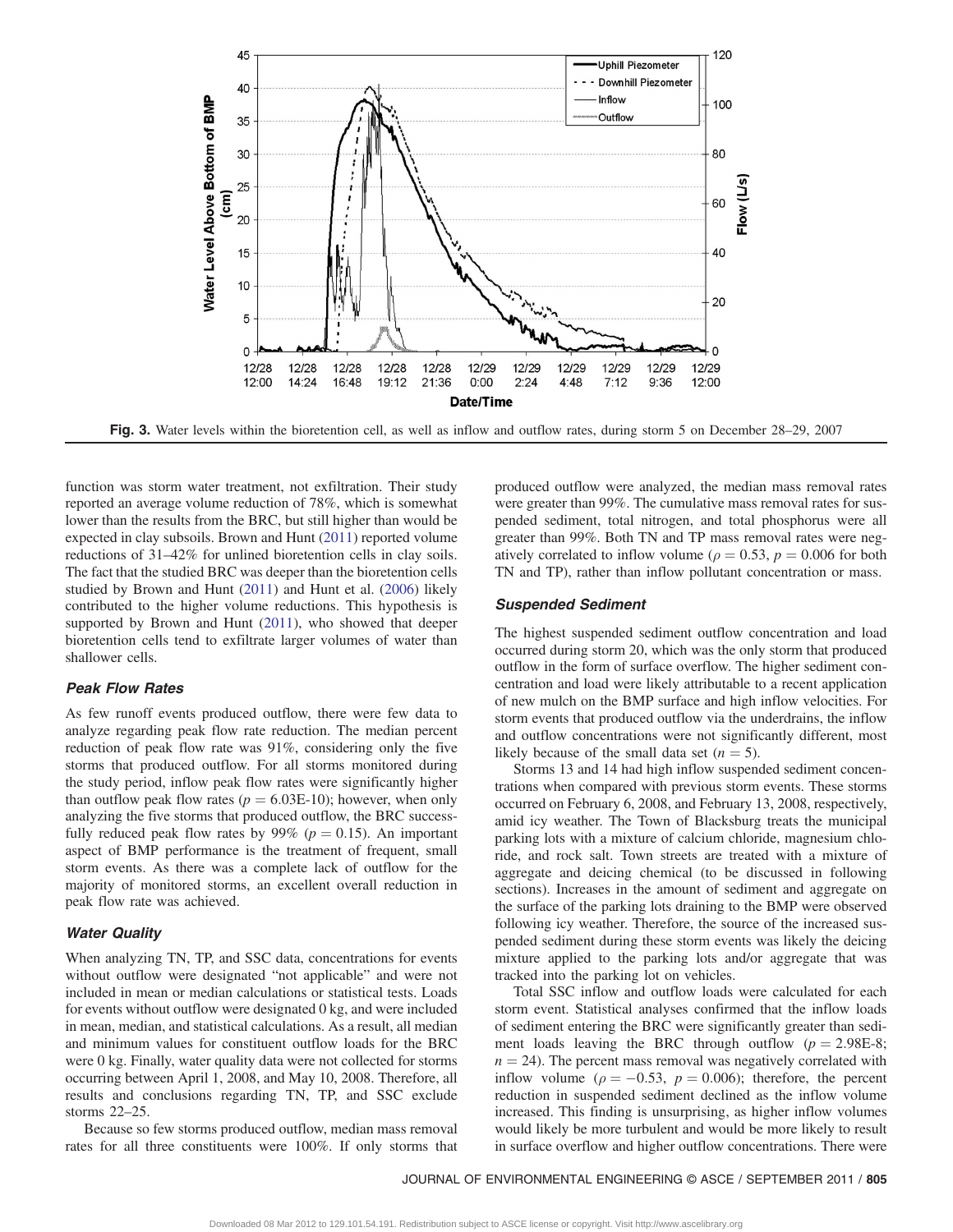Fig. 3. Water levels within the bioretention cell, as well as inflow and outflow rates, during storm 5 on December 28–29, 2007

function was storm water treatment, not exfiltration. Their study reported an average volume reduction of 78%, which is somewhat lower than the results from the BRC, but still higher than would be expected in clay subsoils. Brown and Hunt (2011) reported volume reductions of 31–42% for unlined bioretention cells in clay soils. The fact that the studied BRC was deeper than the bioretention cells studied by Brown and Hunt (2011) and Hunt et al. (2006) likely contributed to the higher volume reductions. This hypothesis is supported by Brown and Hunt (2011), who showed that deeper bioretention cells tend to exfiltrate larger volumes of water than shallower cells.

### Peak Flow Rates

As few runoff events produced outflow, there were few data to analyze regarding peak flow rate reduction. The median percent reduction of peak flow rate was 91%, considering only the five storms that produced outflow. For all storms monitored during the study period, inflow peak flow rates were significantly higher than outflow peak flow rates ($p = 6.03\text{E-}10$); however, when only analyzing the five storms that produced outflow, the BRC successfully reduced peak flow rates by 99% ($p = 0.15$). An important aspect of BMP performance is the treatment of frequent, small storm events. As there was a complete lack of outflow for the majority of monitored storms, an excellent overall reduction in peak flow rate was achieved.

### Water Quality

When analyzing TN, TP, and SSC data, concentrations for events without outflow were designated "not applicable" and were not included in mean or median calculations or statistical tests. Loads for events without outflow were designated 0 kg, and were included in mean, median, and statistical calculations. As a result, all median and minimum values for constituent outflow loads for the BRC were 0 kg. Finally, water quality data were not collected for storms occurring between April 1, 2008, and May 10, 2008. Therefore, all results and conclusions regarding TN, TP, and SSC exclude storms 22–25.

Because so few storms produced outflow, median mass removal rates for all three constituents were 100%. If only storms that produced outflow were analyzed, the median mass removal rates were greater than 99%. The cumulative mass removal rates for suspended sediment, total nitrogen, and total phosphorus were all greater than 99%. Both TN and TP mass removal rates were negatively correlated to inflow volume ($\rho = 0.53$, $p = 0.006$ for both TN and TP), rather than inflow pollutant concentration or mass.

### Suspended Sediment

The highest suspended sediment outflow concentration and load occurred during storm 20, which was the only storm that produced outflow in the form of surface overflow. The higher sediment concentration and load were likely attributable to a recent application of new mulch on the BMP surface and high inflow velocities. For storm events that produced outflow via the underdrains, the inflow and outflow concentrations were not significantly different, most likely because of the small data set ($n = 5$).

Storms 13 and 14 had high inflow suspended sediment concentrations when compared with previous storm events. These storms occurred on February 6, 2008, and February 13, 2008, respectively, amid icy weather. The Town of Blacksburg treats the municipal parking lots with a mixture of calcium chloride, magnesium chloride, and rock salt. Town streets are treated with a mixture of aggregate and deicing chemical (to be discussed in following sections). Increases in the amount of sediment and aggregate on the surface of the parking lots draining to the BMP were observed following icy weather. Therefore, the source of the increased suspended sediment during these storm events was likely the deicing mixture applied to the parking lots and/or aggregate that was tracked into the parking lot on vehicles.

Total SSC inflow and outflow loads were calculated for each storm event. Statistical analyses confirmed that the inflow loads of sediment entering the BRC were significantly greater than sediment loads leaving the BRC through outflow ($p = 2.98\text{E-}8$; $n = 24$). The percent mass removal was negatively correlated with inflow volume ($\rho = -0.53$, $p = 0.006$); therefore, the percent reduction in suspended sediment declined as the inflow volume increased. This finding is unsurprising, as higher inflow volumes would likely be more turbulent and would be more likely to result in surface overflow and higher outflow concentrations. There were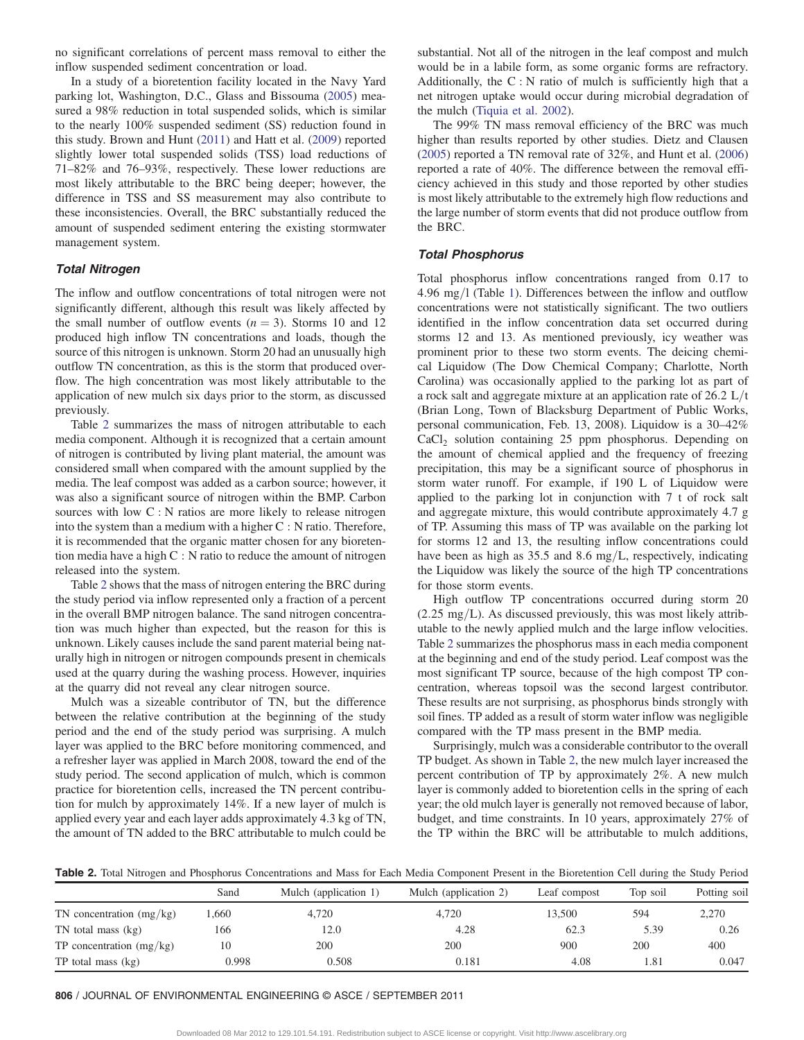no significant correlations of percent mass removal to either the inflow suspended sediment concentration or load.

In a study of a bioretention facility located in the Navy Yard parking lot, Washington, D.C., Glass and Bissouma (2005) measured a 98% reduction in total suspended solids, which is similar to the nearly 100% suspended sediment (SS) reduction found in this study. Brown and Hunt (2011) and Hatt et al. (2009) reported slightly lower total suspended solids (TSS) load reductions of 71–82% and 76–93%, respectively. These lower reductions are most likely attributable to the BRC being deeper; however, the difference in TSS and SS measurement may also contribute to these inconsistencies. Overall, the BRC substantially reduced the amount of suspended sediment entering the existing stormwater management system.

### Total Nitrogen

The inflow and outflow concentrations of total nitrogen were not significantly different, although this result was likely affected by the small number of outflow events ($n = 3$). Storms 10 and 12 produced high inflow TN concentrations and loads, though the source of this nitrogen is unknown. Storm 20 had an unusually high outflow TN concentration, as this is the storm that produced overflow. The high concentration was most likely attributable to the application of new mulch six days prior to the storm, as discussed previously.

Table 2 summarizes the mass of nitrogen attributable to each media component. Although it is recognized that a certain amount of nitrogen is contributed by living plant material, the amount was considered small when compared with the amount supplied by the media. The leaf compost was added as a carbon source; however, it was also a significant source of nitrogen within the BMP. Carbon sources with low C : N ratios are more likely to release nitrogen into the system than a medium with a higher C : N ratio. Therefore, it is recommended that the organic matter chosen for any bioretention media have a high C : N ratio to reduce the amount of nitrogen released into the system.

Table 2 shows that the mass of nitrogen entering the BRC during the study period via inflow represented only a fraction of a percent in the overall BMP nitrogen balance. The sand nitrogen concentration was much higher than expected, but the reason for this is unknown. Likely causes include the sand parent material being naturally high in nitrogen or nitrogen compounds present in chemicals used at the quarry during the washing process. However, inquiries at the quarry did not reveal any clear nitrogen source.

Mulch was a sizeable contributor of TN, but the difference between the relative contribution at the beginning of the study period and the end of the study period was surprising. A mulch layer was applied to the BRC before monitoring commenced, and a refresher layer was applied in March 2008, toward the end of the study period. The second application of mulch, which is common practice for bioretention cells, increased the TN percent contribution for mulch by approximately 14%. If a new layer of mulch is applied every year and each layer adds approximately 4.3 kg of TN, the amount of TN added to the BRC attributable to mulch could be substantial. Not all of the nitrogen in the leaf compost and mulch would be in a labile form, as some organic forms are refractory. Additionally, the C : N ratio of mulch is sufficiently high that a net nitrogen uptake would occur during microbial degradation of the mulch (Tiquia et al. 2002).

The 99% TN mass removal efficiency of the BRC was much higher than results reported by other studies. Dietz and Clausen (2005) reported a TN removal rate of 32%, and Hunt et al. (2006) reported a rate of 40%. The difference between the removal efficiency achieved in this study and those reported by other studies is most likely attributable to the extremely high flow reductions and the large number of storm events that did not produce outflow from the BRC.

### Total Phosphorus

Total phosphorus inflow concentrations ranged from 0.17 to 4.96 mg/l (Table 1). Differences between the inflow and outflow concentrations were not statistically significant. The two outliers identified in the inflow concentration data set occurred during storms 12 and 13. As mentioned previously, icy weather was prominent prior to these two storm events. The deicing chemical Liquidow (The Dow Chemical Company; Charlotte, North Carolina) was occasionally applied to the parking lot as part of a rock salt and aggregate mixture at an application rate of 26.2 L/t (Brian Long, Town of Blacksburg Department of Public Works, personal communication, Feb. 13, 2008). Liquidow is a 30–42% $CaCl_2$ solution containing 25 ppm phosphorus. Depending on the amount of chemical applied and the frequency of freezing precipitation, this may be a significant source of phosphorus in storm water runoff. For example, if 190 L of Liquidow were applied to the parking lot in conjunction with 7 t of rock salt and aggregate mixture, this would contribute approximately 4.7 g of TP. Assuming this mass of TP was available on the parking lot for storms 12 and 13, the resulting inflow concentrations could have been as high as 35.5 and 8.6 mg/L, respectively, indicating the Liquidow was likely the source of the high TP concentrations for those storm events.

High outflow TP concentrations occurred during storm 20 (2.25 mg/L). As discussed previously, this was most likely attributable to the newly applied mulch and the large inflow velocities. Table 2 summarizes the phosphorus mass in each media component at the beginning and end of the study period. Leaf compost was the most significant TP source, because of the high compost TP concentration, whereas topsoil was the second largest contributor. These results are not surprising, as phosphorus binds strongly with soil fines. TP added as a result of storm water inflow was negligible compared with the TP mass present in the BMP media.

Surprisingly, mulch was a considerable contributor to the overall TP budget. As shown in Table 2, the new mulch layer increased the percent contribution of TP by approximately 2%. A new mulch layer is commonly added to bioretention cells in the spring of each year; the old mulch layer is generally not removed because of labor, budget, and time constraints. In 10 years, approximately 27% of the TP within the BRC will be attributable to mulch additions,

**Table 2.** Total Nitrogen and Phosphorus Concentrations and Mass for Each Media Component Present in the Bioretention Cell during the Study Period

| | Sand | Mulch (application 1) | Mulch (application 2) | Leaf compost | Top soil | Potting soil |
|---|---|---|---|---|---|---|
| TN concentration (mg/kg) | 1,660 | 4,720 | 4,720 | 13,500 | 594 | 2,270 |
| TN total mass (kg) | 166 | 12.0 | 4.28 | 62.3 | 5.39 | 0.26 |
| TP concentration (mg/kg) | 10 | 200 | 200 | 900 | 200 | 400 |
| TP total mass (kg) | 0.998 | 0.508 | 0.181 | 4.08 | 1.81 | 0.047 |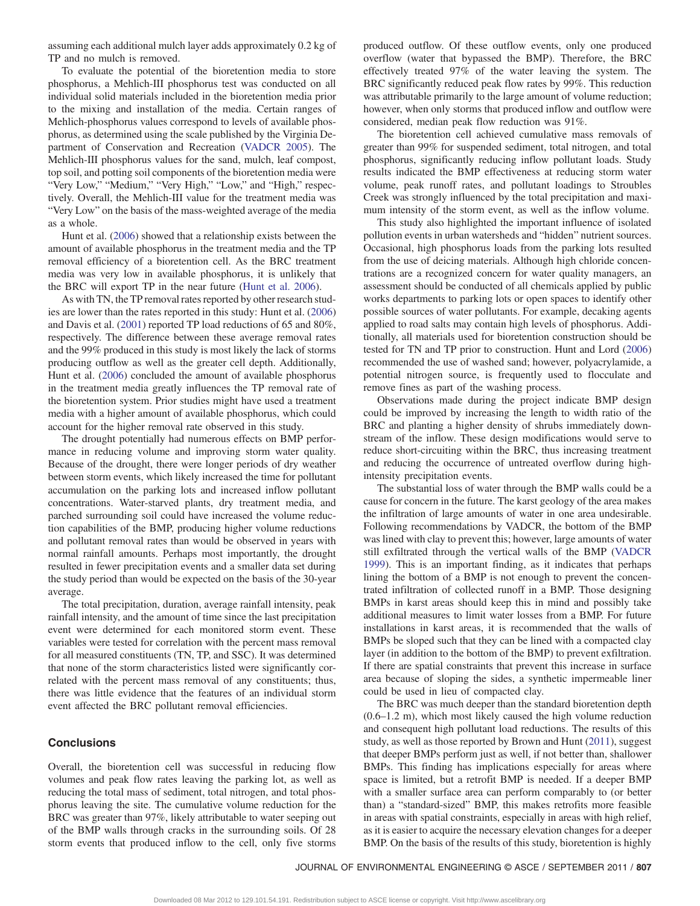assuming each additional mulch layer adds approximately 0.2 kg of TP and no mulch is removed.

To evaluate the potential of the bioretention media to store phosphorus, a Mehlich-III phosphorus test was conducted on all individual solid materials included in the bioretention media prior to the mixing and installation of the media. Certain ranges of Mehlich-phosphorus values correspond to levels of available phosphorus, as determined using the scale published by the Virginia Department of Conservation and Recreation (VADCR 2005). The Mehlich-III phosphorus values for the sand, mulch, leaf compost, top soil, and potting soil components of the bioretention media were "Very Low," "Medium," "Very High," "Low," and "High," respectively. Overall, the Mehlich-III value for the treatment media was "Very Low" on the basis of the mass-weighted average of the media as a whole.

Hunt et al. (2006) showed that a relationship exists between the amount of available phosphorus in the treatment media and the TP removal efficiency of a bioretention cell. As the BRC treatment media was very low in available phosphorus, it is unlikely that the BRC will export TP in the near future (Hunt et al. 2006).

As with TN, the TP removal rates reported by other research studies are lower than the rates reported in this study: Hunt et al. (2006) and Davis et al. (2001) reported TP load reductions of 65 and 80%, respectively. The difference between these average removal rates and the 99% produced in this study is most likely the lack of storms producing outflow as well as the greater cell depth. Additionally, Hunt et al. (2006) concluded the amount of available phosphorus in the treatment media greatly influences the TP removal rate of the bioretention system. Prior studies might have used a treatment media with a higher amount of available phosphorus, which could account for the higher removal rate observed in this study.

The drought potentially had numerous effects on BMP performance in reducing volume and improving storm water quality. Because of the drought, there were longer periods of dry weather between storm events, which likely increased the time for pollutant accumulation on the parking lots and increased inflow pollutant concentrations. Water-starved plants, dry treatment media, and parched surrounding soil could have increased the volume reduction capabilities of the BMP, producing higher volume reductions and pollutant removal rates than would be observed in years with normal rainfall amounts. Perhaps most importantly, the drought resulted in fewer precipitation events and a smaller data set during the study period than would be expected on the basis of the 30-year average.

The total precipitation, duration, average rainfall intensity, peak rainfall intensity, and the amount of time since the last precipitation event were determined for each monitored storm event. These variables were tested for correlation with the percent mass removal for all measured constituents (TN, TP, and SSC). It was determined that none of the storm characteristics listed were significantly correlated with the percent mass removal of any constituents; thus, there was little evidence that the features of an individual storm event affected the BRC pollutant removal efficiencies.

## Conclusions

Overall, the bioretention cell was successful in reducing flow volumes and peak flow rates leaving the parking lot, as well as reducing the total mass of sediment, total nitrogen, and total phosphorus leaving the site. The cumulative volume reduction for the BRC was greater than 97%, likely attributable to water seeping out of the BMP walls through cracks in the surrounding soils. Of 28 storm events that produced inflow to the cell, only five storms produced outflow. Of these outflow events, only one produced overflow (water that bypassed the BMP). Therefore, the BRC effectively treated 97% of the water leaving the system. The BRC significantly reduced peak flow rates by 99%. This reduction was attributable primarily to the large amount of volume reduction; however, when only storms that produced inflow and outflow were considered, median peak flow reduction was 91%.

The bioretention cell achieved cumulative mass removals of greater than 99% for suspended sediment, total nitrogen, and total phosphorus, significantly reducing inflow pollutant loads. Study results indicated the BMP effectiveness at reducing storm water volume, peak runoff rates, and pollutant loadings to Stroubles Creek was strongly influenced by the total precipitation and maximum intensity of the storm event, as well as the inflow volume.

This study also highlighted the important influence of isolated pollution events in urban watersheds and "hidden" nutrient sources. Occasional, high phosphorus loads from the parking lots resulted from the use of deicing materials. Although high chloride concentrations are a recognized concern for water quality managers, an assessment should be conducted of all chemicals applied by public works departments to parking lots or open spaces to identify other possible sources of water pollutants. For example, decaking agents applied to road salts may contain high levels of phosphorus. Additionally, all materials used for bioretention construction should be tested for TN and TP prior to construction. Hunt and Lord (2006) recommended the use of washed sand; however, polyacrylamide, a potential nitrogen source, is frequently used to flocculate and remove fines as part of the washing process.

Observations made during the project indicate BMP design could be improved by increasing the length to width ratio of the BRC and planting a higher density of shrubs immediately downstream of the inflow. These design modifications would serve to reduce short-circuiting within the BRC, thus increasing treatment and reducing the occurrence of untreated overflow during high-intensity precipitation events.

The substantial loss of water through the BMP walls could be a cause for concern in the future. The karst geology of the area makes the infiltration of large amounts of water in one area undesirable. Following recommendations by VADCR, the bottom of the BMP was lined with clay to prevent this; however, large amounts of water still exfiltrated through the vertical walls of the BMP (VADCR 1999). This is an important finding, as it indicates that perhaps lining the bottom of a BMP is not enough to prevent the concentrated infiltration of collected runoff in a BMP. Those designing BMPs in karst areas should keep this in mind and possibly take additional measures to limit water losses from a BMP. For future installations in karst areas, it is recommended that the walls of BMPs be sloped such that they can be lined with a compacted clay layer (in addition to the bottom of the BMP) to prevent exfiltration. If there are spatial constraints that prevent this increase in surface area because of sloping the sides, a synthetic impermeable liner could be used in lieu of compacted clay.

The BRC was much deeper than the standard bioretention depth (0.6–1.2 m), which most likely caused the high volume reduction and consequent high pollutant load reductions. The results of this study, as well as those reported by Brown and Hunt (2011), suggest that deeper BMPs perform just as well, if not better than, shallower BMPs. This finding has implications especially for areas where space is limited, but a retrofit BMP is needed. If a deeper BMP with a smaller surface area can perform comparably to (or better than) a "standard-sized" BMP, this makes retrofits more feasible in areas with spatial constraints, especially in areas with high relief, as it is easier to acquire the necessary elevation changes for a deeper BMP. On the basis of the results of this study, bioretention is highly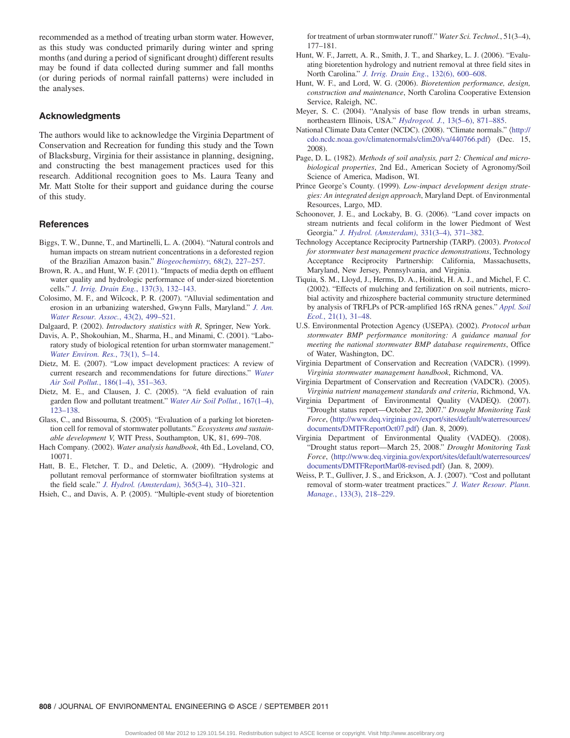recommended as a method of treating urban storm water. However, as this study was conducted primarily during winter and spring months (and during a period of significant drought) different results may be found if data collected during summer and fall months (or during periods of normal rainfall patterns) were included in the analyses.

## Acknowledgments

The authors would like to acknowledge the Virginia Department of Conservation and Recreation for funding this study and the Town of Blacksburg, Virginia for their assistance in planning, designing, and constructing the best management practices used for this research. Additional recognition goes to Ms. Laura Teany and Mr. Matt Stolte for their support and guidance during the course of this study.

## References

Biggs, T. W., Dunne, T., and Martinelli, L. A. (2004). "Natural controls and human impacts on stream nutrient concentrations in a deforested region of the Brazilian Amazon basin." *Biogeochemistry*, 68(2), 227–257.

Brown, R. A., and Hunt, W. F. (2011). "Impacts of media depth on effluent water quality and hydrologic performance of under-sized bioretention cells." *J. Irrig. Drain Eng.*, 137(3), 132–143.

Colosimo, M. F., and Wilcock, P. R. (2007). "Alluvial sedimentation and erosion in an urbanizing watershed, Gwynn Falls, Maryland." *J. Am. Water Resour. Assoc.*, 43(2), 499–521.

Dalgaard, P. (2002). *Introductory statistics with R*, Springer, New York.

Davis, A. P., Shokouhian, M., Sharma, H., and Minami, C. (2001). "Laboratory study of biological retention for urban stormwater management." *Water Environ. Res.*, 73(1), 5–14.

Dietz, M. E. (2007). "Low impact development practices: A review of current research and recommendations for future directions." *Water Air Soil Pollut.*, 186(1–4), 351–363.

Dietz, M. E., and Clausen, J. C. (2005). "A field evaluation of rain garden flow and pollutant treatment." *Water Air Soil Pollut.*, 167(1–4), 123–138.

Glass, C., and Bissouma, S. (2005). "Evaluation of a parking lot bioretention cell for removal of stormwater pollutants." *Ecosystems and sustainable development V*, WIT Press, Southampton, UK, 81, 699–708.

Hach Company. (2002). *Water analysis handbook*, 4th Ed., Loveland, CO, 10071.

Hatt, B. E., Fletcher, T. D., and Deletic, A. (2009). "Hydrologic and pollutant removal performance of stormwater biofiltration systems at the field scale." *J. Hydrol. (Amsterdam)*, 365(3-4), 310–321.

Hsieh, C., and Davis, A. P. (2005). "Multiple-event study of bioretention for treatment of urban stormwater runoff." *Water Sci. Technol.*, 51(3–4), 177–181.

Hunt, W. F., Jarrett, A. R., Smith, J. T., and Sharkey, L. J. (2006). "Evaluating bioretention hydrology and nutrient removal at three field sites in North Carolina." *J. Irrig. Drain Eng.*, 132(6), 600–608.

Hunt, W. F., and Lord, W. G. (2006). *Bioretention performance, design, construction and maintenance*, North Carolina Cooperative Extension Service, Raleigh, NC.

Meyer, S. C. (2004). "Analysis of base flow trends in urban streams, northeastern Illinois, USA." *Hydrogeol. J.*, 13(5–6), 871–885.

National Climate Data Center (NCDC). (2008). "Climate normals." ⟨http://cdo.ncdc.noaa.gov/climatenormals/clim20/va/440766.pdf⟩ (Dec. 15, 2008).

Page, D. L. (1982). *Methods of soil analysis, part 2: Chemical and microbiological properties*, 2nd Ed., American Society of Agronomy/Soil Science of America, Madison, WI.

Prince George's County. (1999). *Low-impact development design strategies: An integrated design approach*, Maryland Dept. of Environmental Resources, Largo, MD.

Schoonover, J. E., and Lockaby, B. G. (2006). "Land cover impacts on stream nutrients and fecal coliform in the lower Piedmont of West Georgia." *J. Hydrol. (Amsterdam)*, 331(3–4), 371–382.

Technology Acceptance Reciprocity Partnership (TARP). (2003). *Protocol for stormwater best management practice demonstrations*, Technology Acceptance Reciprocity Partnership: California, Massachusetts, Maryland, New Jersey, Pennsylvania, and Virginia.

Tiquia, S. M., Lloyd, J., Herms, D. A., Hoitink, H. A. J., and Michel, F. C. (2002). "Effects of mulching and fertilization on soil nutrients, microbial activity and rhizosphere bacterial community structure determined by analysis of TRFLPs of PCR-amplified 16S rRNA genes." *Appl. Soil Ecol.*, 21(1), 31–48.

U.S. Environmental Protection Agency (USEPA). (2002). *Protocol urban stormwater BMP performance monitoring: A guidance manual for meeting the national stormwater BMP database requirements*, Office of Water, Washington, DC.

Virginia Department of Conservation and Recreation (VADCR). (1999). *Virginia stormwater management handbook*, Richmond, VA.

Virginia Department of Conservation and Recreation (VADCR). (2005). *Virginia nutrient management standards and criteria*, Richmond, VA.

Virginia Department of Environmental Quality (VADEQ). (2007). "Drought status report—October 22, 2007." *Drought Monitoring Task Force*, ⟨http://www.deq.virginia.gov/export/sites/default/waterresources/documents/DMTFReportOct07.pdf⟩ (Jan. 8, 2009).

Virginia Department of Environmental Quality (VADEQ). (2008). "Drought status report—March 25, 2008." *Drought Monitoring Task Force*, ⟨http://www.deq.virginia.gov/export/sites/default/waterresources/documents/DMTFReportMar08-revised.pdf⟩ (Jan. 8, 2009).

Weiss, P. T., Gulliver, J. S., and Erickson, A. J. (2007). "Cost and pollutant removal of storm-water treatment practices." *J. Water Resour. Plann. Manage.*, 133(3), 218–229.